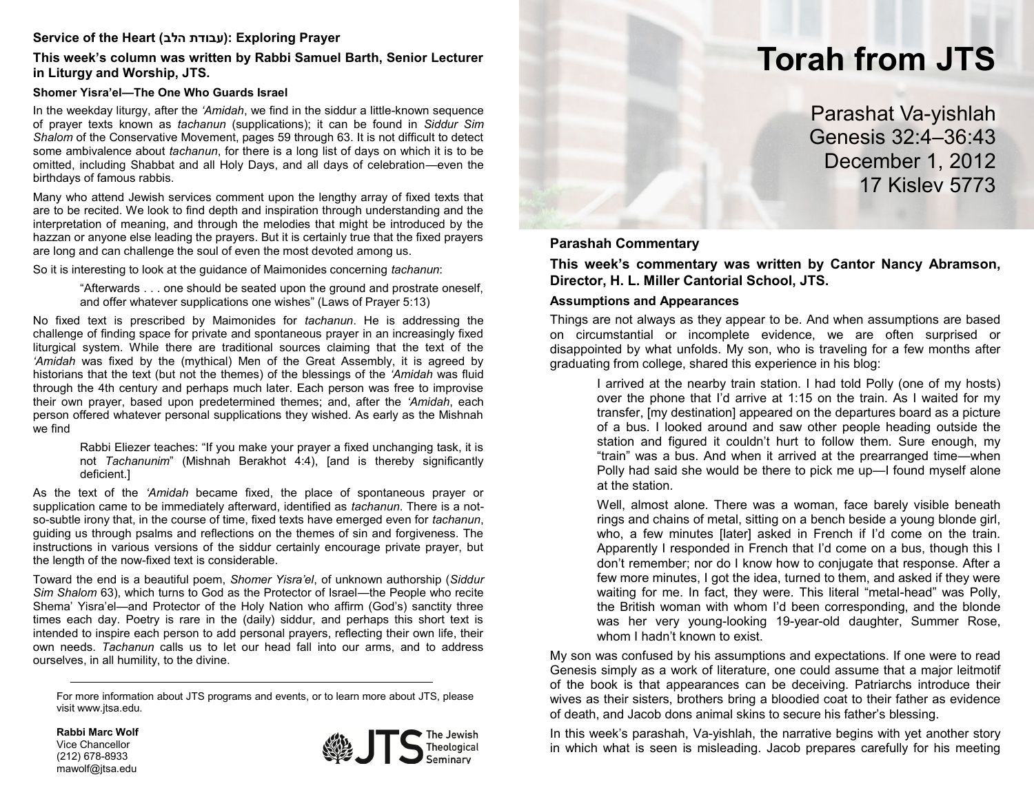# Torah from JTS

Parashat Va-yishlah
Genesis 32:4–36:43
December 1, 2012
17 Kislev 5773

## Parashah Commentary

**This week's commentary was written by Cantor Nancy Abramson, Director, H. L. Miller Cantorial School, JTS.**

### Assumptions and Appearances

Things are not always as they appear to be. And when assumptions are based on circumstantial or incomplete evidence, we are often surprised or disappointed by what unfolds. My son, who is traveling for a few months after graduating from college, shared this experience in his blog:

> I arrived at the nearby train station. I had told Polly (one of my hosts) over the phone that I'd arrive at 1:15 on the train. As I waited for my transfer, [my destination] appeared on the departures board as a picture of a bus. I looked around and saw other people heading outside the station and figured it couldn't hurt to follow them. Sure enough, my "train" was a bus. And when it arrived at the prearranged time—when Polly had said she would be there to pick me up—I found myself alone at the station.
>
> Well, almost alone. There was a woman, face barely visible beneath rings and chains of metal, sitting on a bench beside a young blonde girl, who, a few minutes [later] asked in French if I'd come on the train. Apparently I responded in French that I'd come on a bus, though this I don't remember; nor do I know how to conjugate that response. After a few more minutes, I got the idea, turned to them, and asked if they were waiting for me. In fact, they were. This literal "metal-head" was Polly, the British woman with whom I'd been corresponding, and the blonde was her very young-looking 19-year-old daughter, Summer Rose, whom I hadn't known to exist.

My son was confused by his assumptions and expectations. If one were to read Genesis simply as a work of literature, one could assume that a major leitmotif of the book is that appearances can be deceiving. Patriarchs introduce their wives as their sisters, brothers bring a bloodied coat to their father as evidence of death, and Jacob dons animal skins to secure his father's blessing.

In this week's parashah, Va-yishlah, the narrative begins with yet another story in which what is seen is misleading. Jacob prepares carefully for his meeting

## Service of the Heart (עבודת הלב): Exploring Prayer

**This week's column was written by Rabbi Samuel Barth, Senior Lecturer in Liturgy and Worship, JTS.**

### Shomer Yisra'el—The One Who Guards Israel

In the weekday liturgy, after the *'Amidah*, we find in the siddur a little-known sequence of prayer texts known as *tachanun* (supplications); it can be found in *Siddur Sim Shalom* of the Conservative Movement, pages 59 through 63. It is not difficult to detect some ambivalence about *tachanun*, for there is a long list of days on which it is to be omitted, including Shabbat and all Holy Days, and all days of celebration—even the birthdays of famous rabbis.

Many who attend Jewish services comment upon the lengthy array of fixed texts that are to be recited. We look to find depth and inspiration through understanding and the interpretation of meaning, and through the melodies that might be introduced by the hazzan or anyone else leading the prayers. But it is certainly true that the fixed prayers are long and can challenge the soul of even the most devoted among us.

So it is interesting to look at the guidance of Maimonides concerning *tachanun*:

> "Afterwards . . . one should be seated upon the ground and prostrate oneself, and offer whatever supplications one wishes" (Laws of Prayer 5:13)

No fixed text is prescribed by Maimonides for *tachanun*. He is addressing the challenge of finding space for private and spontaneous prayer in an increasingly fixed liturgical system. While there are traditional sources claiming that the text of the *'Amidah* was fixed by the (mythical) Men of the Great Assembly, it is agreed by historians that the text (but not the themes) of the blessings of the *'Amidah* was fluid through the 4th century and perhaps much later. Each person was free to improvise their own prayer, based upon predetermined themes; and, after the *'Amidah*, each person offered whatever personal supplications they wished. As early as the Mishnah we find

> Rabbi Eliezer teaches: "If you make your prayer a fixed unchanging task, it is not *Tachanunim*" (Mishnah Berakhot 4:4), [and is thereby significantly deficient.]

As the text of the *'Amidah* became fixed, the place of spontaneous prayer or supplication came to be immediately afterward, identified as *tachanun*. There is a not-so-subtle irony that, in the course of time, fixed texts have emerged even for *tachanun*, guiding us through psalms and reflections on the themes of sin and forgiveness. The instructions in various versions of the siddur certainly encourage private prayer, but the length of the now-fixed text is considerable.

Toward the end is a beautiful poem, *Shomer Yisra'el*, of unknown authorship (*Siddur Sim Shalom* 63), which turns to God as the Protector of Israel—the People who recite Shema' Yisra'el—and Protector of the Holy Nation who affirm (God's) sanctity three times each day. Poetry is rare in the (daily) siddur, and perhaps this short text is intended to inspire each person to add personal prayers, reflecting their own life, their own needs. *Tachanun* calls us to let our head fall into our arms, and to address ourselves, in all humility, to the divine.

---

For more information about JTS programs and events, or to learn more about JTS, please visit www.jtsa.edu.

**Rabbi Marc Wolf**
Vice Chancellor
(212) 678-8933
mawolf@jtsa.edu

JTS The Jewish Theological Seminary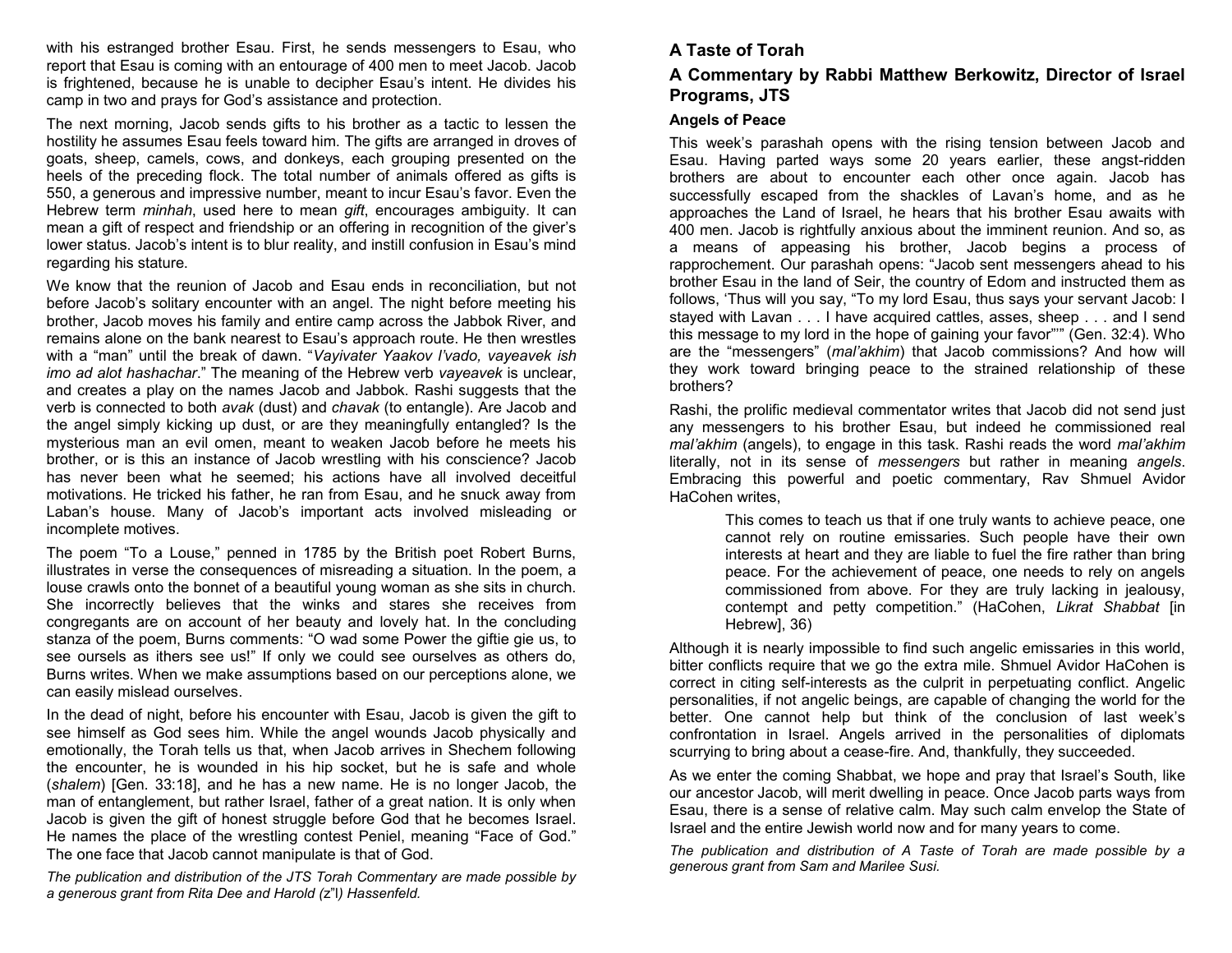with his estranged brother Esau. First, he sends messengers to Esau, who report that Esau is coming with an entourage of 400 men to meet Jacob. Jacob is frightened, because he is unable to decipher Esau's intent. He divides his camp in two and prays for God's assistance and protection.

The next morning, Jacob sends gifts to his brother as a tactic to lessen the hostility he assumes Esau feels toward him. The gifts are arranged in droves of goats, sheep, camels, cows, and donkeys, each grouping presented on the heels of the preceding flock. The total number of animals offered as gifts is 550, a generous and impressive number, meant to incur Esau's favor. Even the Hebrew term *minhah*, used here to mean *gift*, encourages ambiguity. It can mean a gift of respect and friendship or an offering in recognition of the giver's lower status. Jacob's intent is to blur reality, and instill confusion in Esau's mind regarding his stature.

We know that the reunion of Jacob and Esau ends in reconciliation, but not before Jacob's solitary encounter with an angel. The night before meeting his brother, Jacob moves his family and entire camp across the Jabbok River, and remains alone on the bank nearest to Esau's approach route. He then wrestles with a "man" until the break of dawn. "*Vayivater Yaakov l'vado, vayeavek ish imo ad alot hashachar*." The meaning of the Hebrew verb *vayeavek* is unclear, and creates a play on the names Jacob and Jabbok. Rashi suggests that the verb is connected to both *avak* (dust) and *chavak* (to entangle). Are Jacob and the angel simply kicking up dust, or are they meaningfully entangled? Is the mysterious man an evil omen, meant to weaken Jacob before he meets his brother, or is this an instance of Jacob wrestling with his conscience? Jacob has never been what he seemed; his actions have all involved deceitful motivations. He tricked his father, he ran from Esau, and he snuck away from Laban's house. Many of Jacob's important acts involved misleading or incomplete motives.

The poem "To a Louse," penned in 1785 by the British poet Robert Burns, illustrates in verse the consequences of misreading a situation. In the poem, a louse crawls onto the bonnet of a beautiful young woman as she sits in church. She incorrectly believes that the winks and stares she receives from congregants are on account of her beauty and lovely hat. In the concluding stanza of the poem, Burns comments: "O wad some Power the giftie gie us, to see oursels as ithers see us!" If only we could see ourselves as others do, Burns writes. When we make assumptions based on our perceptions alone, we can easily mislead ourselves.

In the dead of night, before his encounter with Esau, Jacob is given the gift to see himself as God sees him. While the angel wounds Jacob physically and emotionally, the Torah tells us that, when Jacob arrives in Shechem following the encounter, he is wounded in his hip socket, but he is safe and whole (*shalem*) [Gen. 33:18], and he has a new name. He is no longer Jacob, the man of entanglement, but rather Israel, father of a great nation. It is only when Jacob is given the gift of honest struggle before God that he becomes Israel. He names the place of the wrestling contest Peniel, meaning "Face of God." The one face that Jacob cannot manipulate is that of God.

*The publication and distribution of the JTS Torah Commentary are made possible by a generous grant from Rita Dee and Harold (z"l) Hassenfeld.*

## A Taste of Torah

## A Commentary by Rabbi Matthew Berkowitz, Director of Israel Programs, JTS

### Angels of Peace

This week's parashah opens with the rising tension between Jacob and Esau. Having parted ways some 20 years earlier, these angst-ridden brothers are about to encounter each other once again. Jacob has successfully escaped from the shackles of Lavan's home, and as he approaches the Land of Israel, he hears that his brother Esau awaits with 400 men. Jacob is rightfully anxious about the imminent reunion. And so, as a means of appeasing his brother, Jacob begins a process of rapprochement. Our parashah opens: "Jacob sent messengers ahead to his brother Esau in the land of Seir, the country of Edom and instructed them as follows, 'Thus will you say, "To my lord Esau, thus says your servant Jacob: I stayed with Lavan . . . I have acquired cattles, asses, sheep . . . and I send this message to my lord in the hope of gaining your favor"'" (Gen. 32:4). Who are the "messengers" (*mal'akhim*) that Jacob commissions? And how will they work toward bringing peace to the strained relationship of these brothers?

Rashi, the prolific medieval commentator writes that Jacob did not send just any messengers to his brother Esau, but indeed he commissioned real *mal'akhim* (angels), to engage in this task. Rashi reads the word *mal'akhim* literally, not in its sense of *messengers* but rather in meaning *angels*. Embracing this powerful and poetic commentary, Rav Shmuel Avidor HaCohen writes,

> This comes to teach us that if one truly wants to achieve peace, one cannot rely on routine emissaries. Such people have their own interests at heart and they are liable to fuel the fire rather than bring peace. For the achievement of peace, one needs to rely on angels commissioned from above. For they are truly lacking in jealousy, contempt and petty competition." (HaCohen, *Likrat Shabbat* [in Hebrew], 36)

Although it is nearly impossible to find such angelic emissaries in this world, bitter conflicts require that we go the extra mile. Shmuel Avidor HaCohen is correct in citing self-interests as the culprit in perpetuating conflict. Angelic personalities, if not angelic beings, are capable of changing the world for the better. One cannot help but think of the conclusion of last week's confrontation in Israel. Angels arrived in the personalities of diplomats scurrying to bring about a cease-fire. And, thankfully, they succeeded.

As we enter the coming Shabbat, we hope and pray that Israel's South, like our ancestor Jacob, will merit dwelling in peace. Once Jacob parts ways from Esau, there is a sense of relative calm. May such calm envelop the State of Israel and the entire Jewish world now and for many years to come.

*The publication and distribution of A Taste of Torah are made possible by a generous grant from Sam and Marilee Susi.*